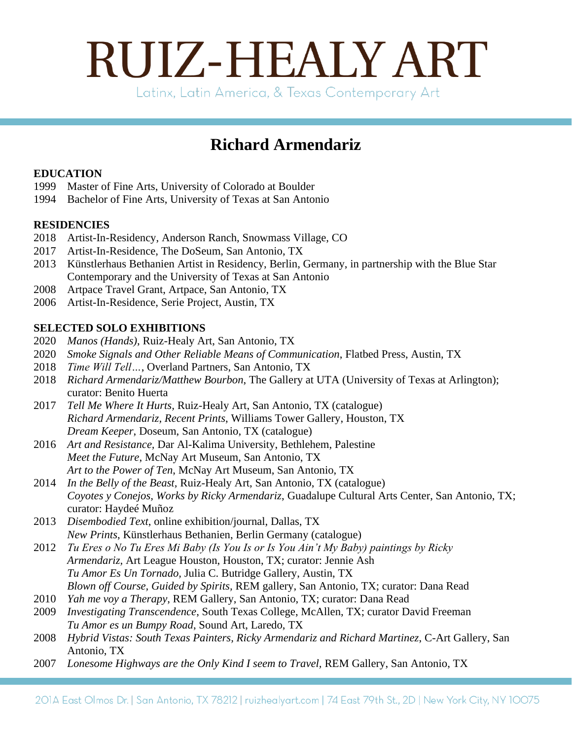# RUIZ-HEALY ART

Latinx, Latin America, & Texas Contemporary Art

## Richard Armendariz

### EDUCATION

1999 Master of Fine Arts, University of Colorado at Boulder
1994 Bachelor of Fine Arts, University of Texas at San Antonio

### RESIDENCIES

2018 Artist-In-Residency, Anderson Ranch, Snowmass Village, CO
2017 Artist-In-Residence, The DoSeum, San Antonio, TX
2013 Künstlerhaus Bethanien Artist in Residency, Berlin, Germany, in partnership with the Blue Star Contemporary and the University of Texas at San Antonio
2008 Artpace Travel Grant, Artpace, San Antonio, TX
2006 Artist-In-Residence, Serie Project, Austin, TX

### SELECTED SOLO EXHIBITIONS

2020 *Manos (Hands)*, Ruiz-Healy Art, San Antonio, TX
2020 *Smoke Signals and Other Reliable Means of Communication*, Flatbed Press, Austin, TX
2018 *Time Will Tell…*, Overland Partners, San Antonio, TX
2018 *Richard Armendariz/Matthew Bourbon*, The Gallery at UTA (University of Texas at Arlington); curator: Benito Huerta
2017 *Tell Me Where It Hurts*, Ruiz-Healy Art, San Antonio, TX (catalogue)
*Richard Armendariz, Recent Prints*, Williams Tower Gallery, Houston, TX
*Dream Keeper*, Doseum, San Antonio, TX (catalogue)
2016 *Art and Resistance*, Dar Al-Kalima University, Bethlehem, Palestine
*Meet the Future*, McNay Art Museum, San Antonio, TX
*Art to the Power of Ten*, McNay Art Museum, San Antonio, TX
2014 *In the Belly of the Beast*, Ruiz-Healy Art, San Antonio, TX (catalogue)
*Coyotes y Conejos, Works by Ricky Armendariz*, Guadalupe Cultural Arts Center, San Antonio, TX; curator: Haydeé Muñoz
2013 *Disembodied Text*, online exhibition/journal, Dallas, TX
*New Prints*, Künstlerhaus Bethanien, Berlin Germany (catalogue)
2012 *Tu Eres o No Tu Eres Mi Baby (Is You Is or Is You Ain't My Baby) paintings by Ricky Armendariz*, Art League Houston, Houston, TX; curator: Jennie Ash
*Tu Amor Es Un Tornado*, Julia C. Butridge Gallery, Austin, TX
*Blown off Course, Guided by Spirits*, REM gallery, San Antonio, TX; curator: Dana Read
2010 *Yah me voy a Therapy*, REM Gallery, San Antonio, TX; curator: Dana Read
2009 *Investigating Transcendence*, South Texas College, McAllen, TX; curator David Freeman
*Tu Amor es un Bumpy Road*, Sound Art, Laredo, TX
2008 *Hybrid Vistas: South Texas Painters, Ricky Armendariz and Richard Martinez*, C-Art Gallery, San Antonio, TX
2007 *Lonesome Highways are the Only Kind I seem to Travel*, REM Gallery, San Antonio, TX

201A East Olmos Dr. | San Antonio, TX 78212 | ruizhealyart.com | 74 East 79th St., 2D | New York City, NY 10075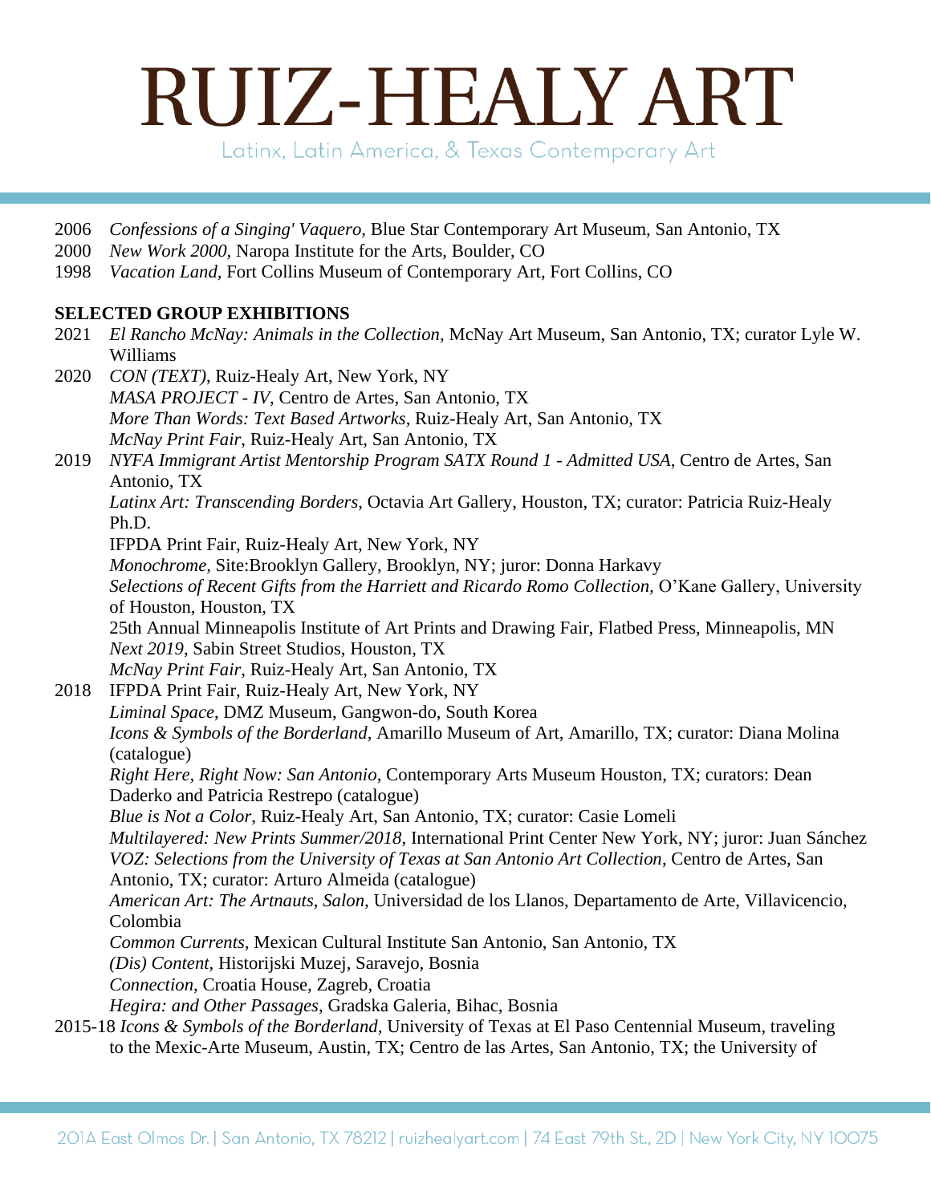2006 *Confessions of a Singing' Vaquero*, Blue Star Contemporary Art Museum, San Antonio, TX
2000 *New Work 2000*, Naropa Institute for the Arts, Boulder, CO
1998 *Vacation Land,* Fort Collins Museum of Contemporary Art, Fort Collins, CO

**SELECTED GROUP EXHIBITIONS**

2021 *El Rancho McNay: Animals in the Collection,* McNay Art Museum, San Antonio, TX; curator Lyle W. Williams

2020 *CON (TEXT),* Ruiz-Healy Art, New York, NY
*MASA PROJECT - IV*, Centro de Artes, San Antonio, TX
*More Than Words: Text Based Artworks*, Ruiz-Healy Art, San Antonio, TX
*McNay Print Fair*, Ruiz-Healy Art, San Antonio, TX

2019 *NYFA Immigrant Artist Mentorship Program SATX Round 1 - Admitted USA*, Centro de Artes, San Antonio, TX
*Latinx Art: Transcending Borders*, Octavia Art Gallery, Houston, TX; curator: Patricia Ruiz-Healy Ph.D.
IFPDA Print Fair, Ruiz-Healy Art, New York, NY
*Monochrome,* Site:Brooklyn Gallery, Brooklyn, NY; juror: Donna Harkavy
*Selections of Recent Gifts from the Harriett and Ricardo Romo Collection,* O'Kane Gallery, University of Houston, Houston, TX
25th Annual Minneapolis Institute of Art Prints and Drawing Fair, Flatbed Press, Minneapolis, MN
*Next 2019*, Sabin Street Studios, Houston, TX
*McNay Print Fair*, Ruiz-Healy Art, San Antonio, TX

2018 IFPDA Print Fair, Ruiz-Healy Art, New York, NY
*Liminal Space*, DMZ Museum, Gangwon-do, South Korea
*Icons & Symbols of the Borderland*, Amarillo Museum of Art, Amarillo, TX; curator: Diana Molina (catalogue)
*Right Here, Right Now: San Antonio*, Contemporary Arts Museum Houston, TX; curators: Dean Daderko and Patricia Restrepo (catalogue)
*Blue is Not a Color*, Ruiz-Healy Art, San Antonio, TX; curator: Casie Lomeli
*Multilayered: New Prints Summer/2018,* International Print Center New York, NY; juror: Juan Sánchez
*VOZ: Selections from the University of Texas at San Antonio Art Collection*, Centro de Artes, San Antonio, TX; curator: Arturo Almeida (catalogue)
*American Art: The Artnauts, Salon,* Universidad de los Llanos, Departamento de Arte, Villavicencio, Colombia
*Common Currents,* Mexican Cultural Institute San Antonio, San Antonio, TX
*(Dis) Content*, Historijski Muzej, Saravejo, Bosnia
*Connection*, Croatia House, Zagreb, Croatia
*Hegira: and Other Passages*, Gradska Galeria, Bihac, Bosnia

2015-18 *Icons & Symbols of the Borderland*, University of Texas at El Paso Centennial Museum, traveling to the Mexic-Arte Museum, Austin, TX; Centro de las Artes, San Antonio, TX; the University of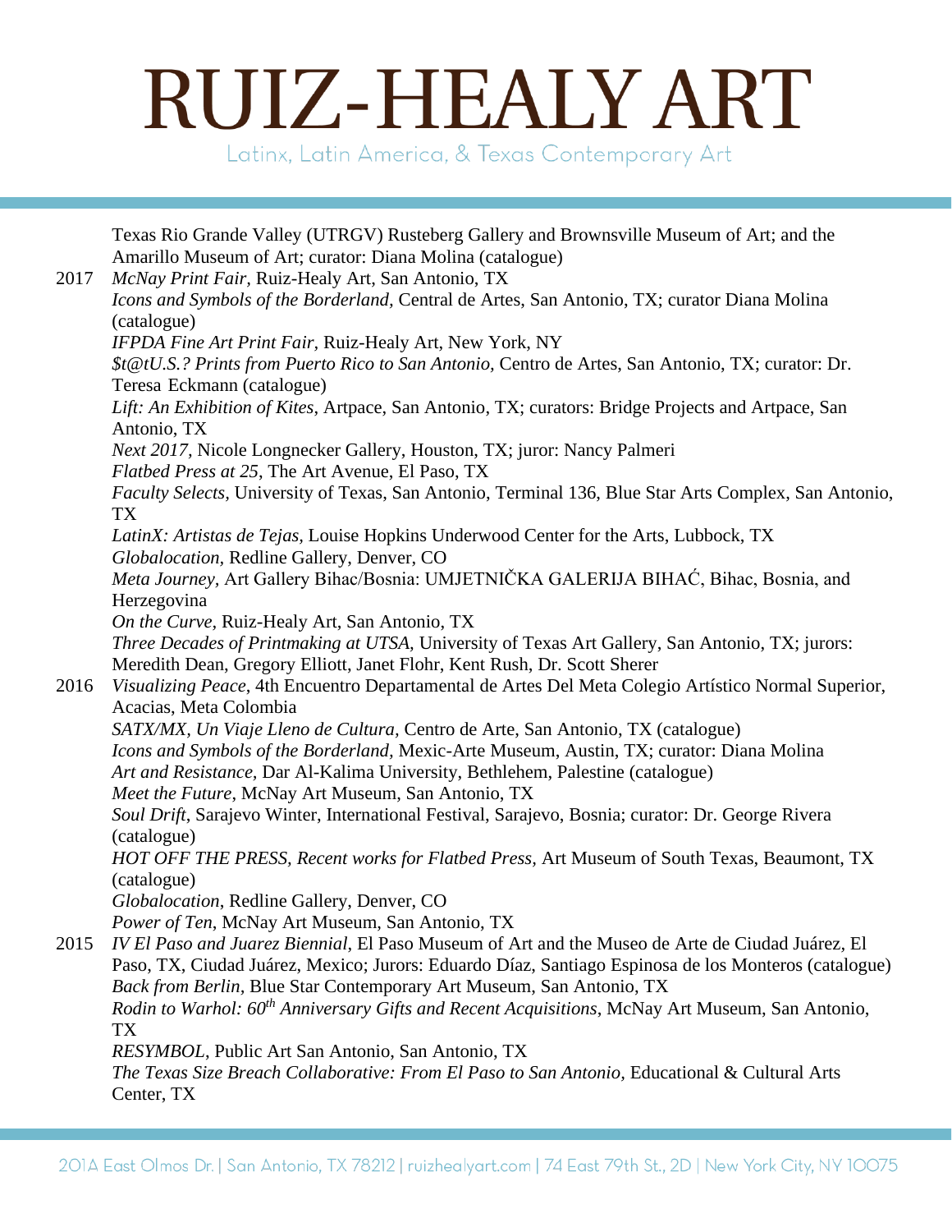Texas Rio Grande Valley (UTRGV) Rusteberg Gallery and Brownsville Museum of Art; and the Amarillo Museum of Art; curator: Diana Molina (catalogue)

2017 *McNay Print Fair*, Ruiz-Healy Art, San Antonio, TX
*Icons and Symbols of the Borderland,* Central de Artes, San Antonio, TX; curator Diana Molina (catalogue)
*IFPDA Fine Art Print Fair,* Ruiz-Healy Art, New York, NY
*$t@tU.S.? Prints from Puerto Rico to San Antonio,* Centro de Artes, San Antonio, TX; curator: Dr. Teresa Eckmann (catalogue)
*Lift: An Exhibition of Kites,* Artpace, San Antonio, TX; curators: Bridge Projects and Artpace, San Antonio, TX
*Next 2017,* Nicole Longnecker Gallery, Houston, TX; juror: Nancy Palmeri
*Flatbed Press at 25,* The Art Avenue, El Paso, TX
*Faculty Selects,* University of Texas, San Antonio, Terminal 136, Blue Star Arts Complex, San Antonio, TX
*LatinX: Artistas de Tejas,* Louise Hopkins Underwood Center for the Arts, Lubbock, TX
*Globalocation,* Redline Gallery, Denver, CO
*Meta Journey,* Art Gallery Bihac/Bosnia: UMJETNIČKA GALERIJA BIHAĆ, Bihac, Bosnia, and Herzegovina
*On the Curve,* Ruiz-Healy Art, San Antonio, TX
*Three Decades of Printmaking at UTSA,* University of Texas Art Gallery, San Antonio, TX; jurors: Meredith Dean, Gregory Elliott, Janet Flohr, Kent Rush, Dr. Scott Sherer

2016 *Visualizing Peace*, 4th Encuentro Departamental de Artes Del Meta Colegio Artístico Normal Superior, Acacias, Meta Colombia
*SATX/MX, Un Viaje Lleno de Cultura,* Centro de Arte, San Antonio, TX (catalogue)
*Icons and Symbols of the Borderland,* Mexic-Arte Museum, Austin, TX; curator: Diana Molina
*Art and Resistance,* Dar Al-Kalima University, Bethlehem, Palestine (catalogue)
*Meet the Future*, McNay Art Museum, San Antonio, TX
*Soul Drift*, Sarajevo Winter, International Festival, Sarajevo, Bosnia; curator: Dr. George Rivera (catalogue)
*HOT OFF THE PRESS, Recent works for Flatbed Press,* Art Museum of South Texas, Beaumont, TX (catalogue)
*Globalocation*, Redline Gallery, Denver, CO
*Power of Ten*, McNay Art Museum, San Antonio, TX

2015 *IV El Paso and Juarez Biennial*, El Paso Museum of Art and the Museo de Arte de Ciudad Juárez, El Paso, TX, Ciudad Juárez, Mexico; Jurors: Eduardo Díaz, Santiago Espinosa de los Monteros (catalogue)
*Back from Berlin,* Blue Star Contemporary Art Museum, San Antonio, TX
*Rodin to Warhol: 60th Anniversary Gifts and Recent Acquisitions*, McNay Art Museum, San Antonio, TX
*RESYMBOL*, Public Art San Antonio, San Antonio, TX
*The Texas Size Breach Collaborative: From El Paso to San Antonio,* Educational & Cultural Arts Center, TX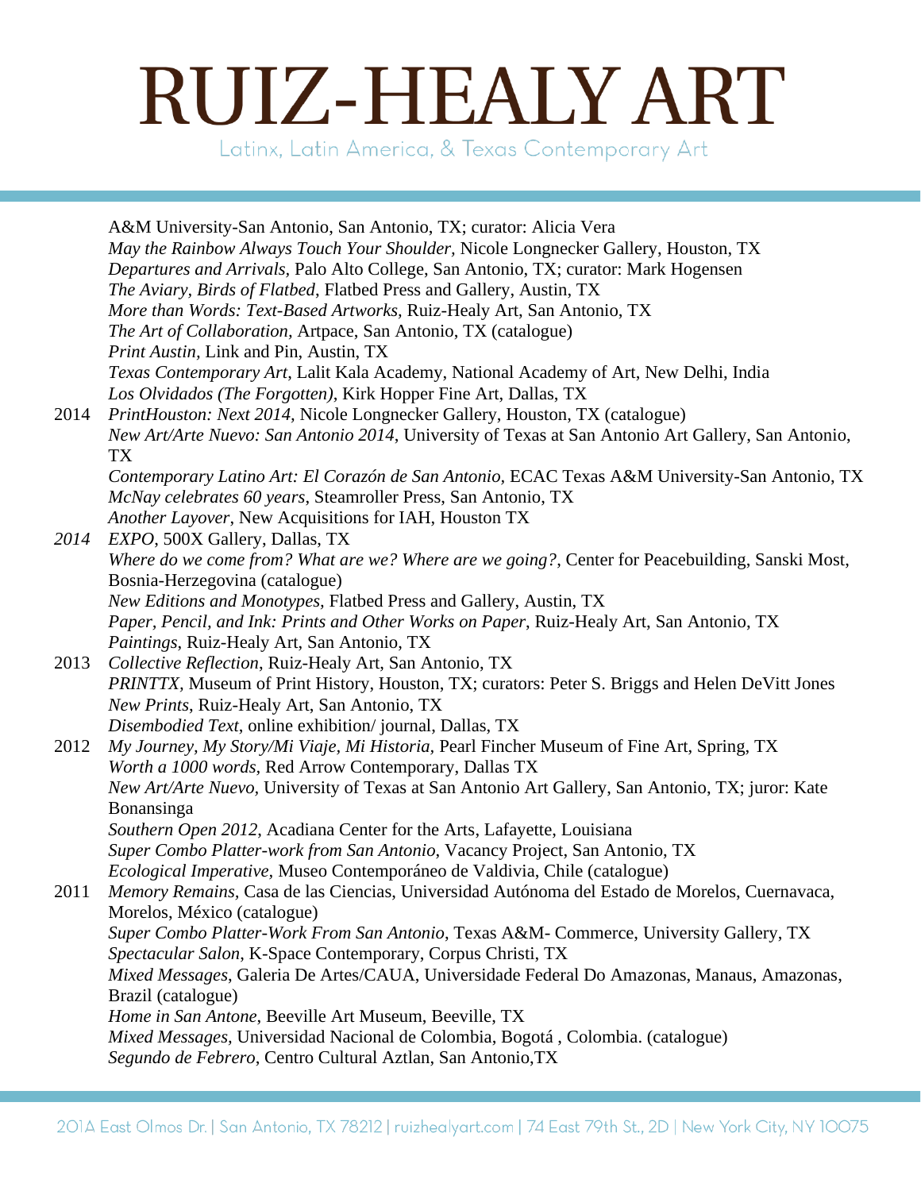A&M University-San Antonio, San Antonio, TX; curator: Alicia Vera
*May the Rainbow Always Touch Your Shoulder,* Nicole Longnecker Gallery, Houston, TX
*Departures and Arrivals,* Palo Alto College, San Antonio, TX; curator: Mark Hogensen
*The Aviary, Birds of Flatbed*, Flatbed Press and Gallery, Austin, TX
*More than Words: Text-Based Artworks,* Ruiz-Healy Art, San Antonio, TX
*The Art of Collaboration,* Artpace, San Antonio, TX (catalogue)
*Print Austin*, Link and Pin, Austin, TX
*Texas Contemporary Art*, Lalit Kala Academy, National Academy of Art, New Delhi, India
*Los Olvidados (The Forgotten)*, Kirk Hopper Fine Art, Dallas, TX

2014 *PrintHouston: Next 2014,* Nicole Longnecker Gallery, Houston, TX (catalogue)
*New Art/Arte Nuevo: San Antonio 2014*, University of Texas at San Antonio Art Gallery, San Antonio, TX
*Contemporary Latino Art: El Corazón de San Antonio,* ECAC Texas A&M University-San Antonio, TX
*McNay celebrates 60 years*, Steamroller Press, San Antonio, TX
*Another Layover*, New Acquisitions for IAH, Houston TX

*2014 EXPO*, 500X Gallery, Dallas, TX
*Where do we come from? What are we? Where are we going?*, Center for Peacebuilding, Sanski Most, Bosnia-Herzegovina (catalogue)
*New Editions and Monotypes,* Flatbed Press and Gallery, Austin, TX
*Paper, Pencil, and Ink: Prints and Other Works on Paper*, Ruiz-Healy Art, San Antonio, TX
*Paintings*, Ruiz-Healy Art, San Antonio, TX

2013 *Collective Reflection*, Ruiz-Healy Art, San Antonio, TX
*PRINTTX,* Museum of Print History, Houston, TX; curators: Peter S. Briggs and Helen DeVitt Jones
*New Prints*, Ruiz-Healy Art, San Antonio, TX
*Disembodied Text,* online exhibition/ journal, Dallas, TX

2012 *My Journey, My Story/Mi Viaje, Mi Historia,* Pearl Fincher Museum of Fine Art, Spring, TX
*Worth a 1000 words,* Red Arrow Contemporary, Dallas TX
*New Art/Arte Nuevo,* University of Texas at San Antonio Art Gallery, San Antonio, TX; juror: Kate Bonansinga
*Southern Open 2012*, Acadiana Center for the Arts, Lafayette, Louisiana
*Super Combo Platter-work from San Antonio*, Vacancy Project, San Antonio, TX
*Ecological Imperative*, Museo Contemporáneo de Valdivia, Chile (catalogue)

2011 *Memory Remains*, Casa de las Ciencias, Universidad Autónoma del Estado de Morelos, Cuernavaca, Morelos, México (catalogue)
*Super Combo Platter-Work From San Antonio*, Texas A&M- Commerce, University Gallery, TX
*Spectacular Salon*, K-Space Contemporary, Corpus Christi, TX
*Mixed Messages*, Galeria De Artes/CAUA, Universidade Federal Do Amazonas, Manaus, Amazonas, Brazil (catalogue)
*Home in San Antone*, Beeville Art Museum, Beeville, TX
*Mixed Messages,* Universidad Nacional de Colombia, Bogotá , Colombia. (catalogue)
*Segundo de Febrero*, Centro Cultural Aztlan, San Antonio,TX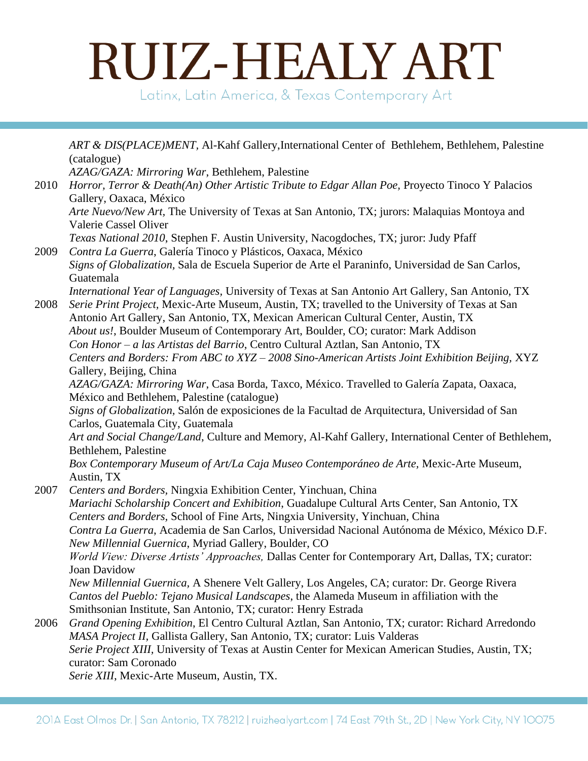*ART & DIS(PLACE)MENT*, Al-Kahf Gallery,International Center of Bethlehem, Bethlehem, Palestine (catalogue)
*AZAG/GAZA: Mirroring War*, Bethlehem, Palestine

2010 *Horror, Terror & Death(An) Other Artistic Tribute to Edgar Allan Poe*, Proyecto Tinoco Y Palacios Gallery, Oaxaca, México
*Arte Nuevo/New Art*, The University of Texas at San Antonio, TX; jurors: Malaquias Montoya and Valerie Cassel Oliver
*Texas National 2010*, Stephen F. Austin University, Nacogdoches, TX; juror: Judy Pfaff

2009 *Contra La Guerra*, Galería Tinoco y Plásticos, Oaxaca, México
*Signs of Globalization*, Sala de Escuela Superior de Arte el Paraninfo, Universidad de San Carlos, Guatemala
*International Year of Languages*, University of Texas at San Antonio Art Gallery, San Antonio, TX

2008 *Serie Print Project*, Mexic-Arte Museum, Austin, TX; travelled to the University of Texas at San Antonio Art Gallery, San Antonio, TX, Mexican American Cultural Center, Austin, TX
*About us!*, Boulder Museum of Contemporary Art, Boulder, CO; curator: Mark Addison
*Con Honor – a las Artistas del Barrio*, Centro Cultural Aztlan, San Antonio, TX
*Centers and Borders: From ABC to XYZ – 2008 Sino-American Artists Joint Exhibition Beijing*, XYZ Gallery, Beijing, China
*AZAG/GAZA: Mirroring War*, Casa Borda, Taxco, México. Travelled to Galería Zapata, Oaxaca, México and Bethlehem, Palestine (catalogue)
*Signs of Globalization*, Salón de exposiciones de la Facultad de Arquitectura, Universidad of San Carlos, Guatemala City, Guatemala
*Art and Social Change/Land*, Culture and Memory, Al-Kahf Gallery, International Center of Bethlehem, Bethlehem, Palestine
*Box Contemporary Museum of Art/La Caja Museo Contemporáneo de Arte*, Mexic-Arte Museum, Austin, TX

2007 *Centers and Borders*, Ningxia Exhibition Center, Yinchuan, China
*Mariachi Scholarship Concert and Exhibition*, Guadalupe Cultural Arts Center, San Antonio, TX
*Centers and Borders*, School of Fine Arts, Ningxia University, Yinchuan, China
*Contra La Guerra*, Academia de San Carlos, Universidad Nacional Autónoma de México, México D.F.
*New Millennial Guernica*, Myriad Gallery, Boulder, CO
*World View: Diverse Artists' Approaches*, Dallas Center for Contemporary Art, Dallas, TX; curator: Joan Davidow
*New Millennial Guernica*, A Shenere Velt Gallery, Los Angeles, CA; curator: Dr. George Rivera
*Cantos del Pueblo: Tejano Musical Landscapes*, the Alameda Museum in affiliation with the Smithsonian Institute, San Antonio, TX; curator: Henry Estrada

2006 *Grand Opening Exhibition*, El Centro Cultural Aztlan, San Antonio, TX; curator: Richard Arredondo
*MASA Project II*, Gallista Gallery, San Antonio, TX; curator: Luis Valderas
*Serie Project XIII*, University of Texas at Austin Center for Mexican American Studies, Austin, TX; curator: Sam Coronado
*Serie XIII*, Mexic-Arte Museum, Austin, TX.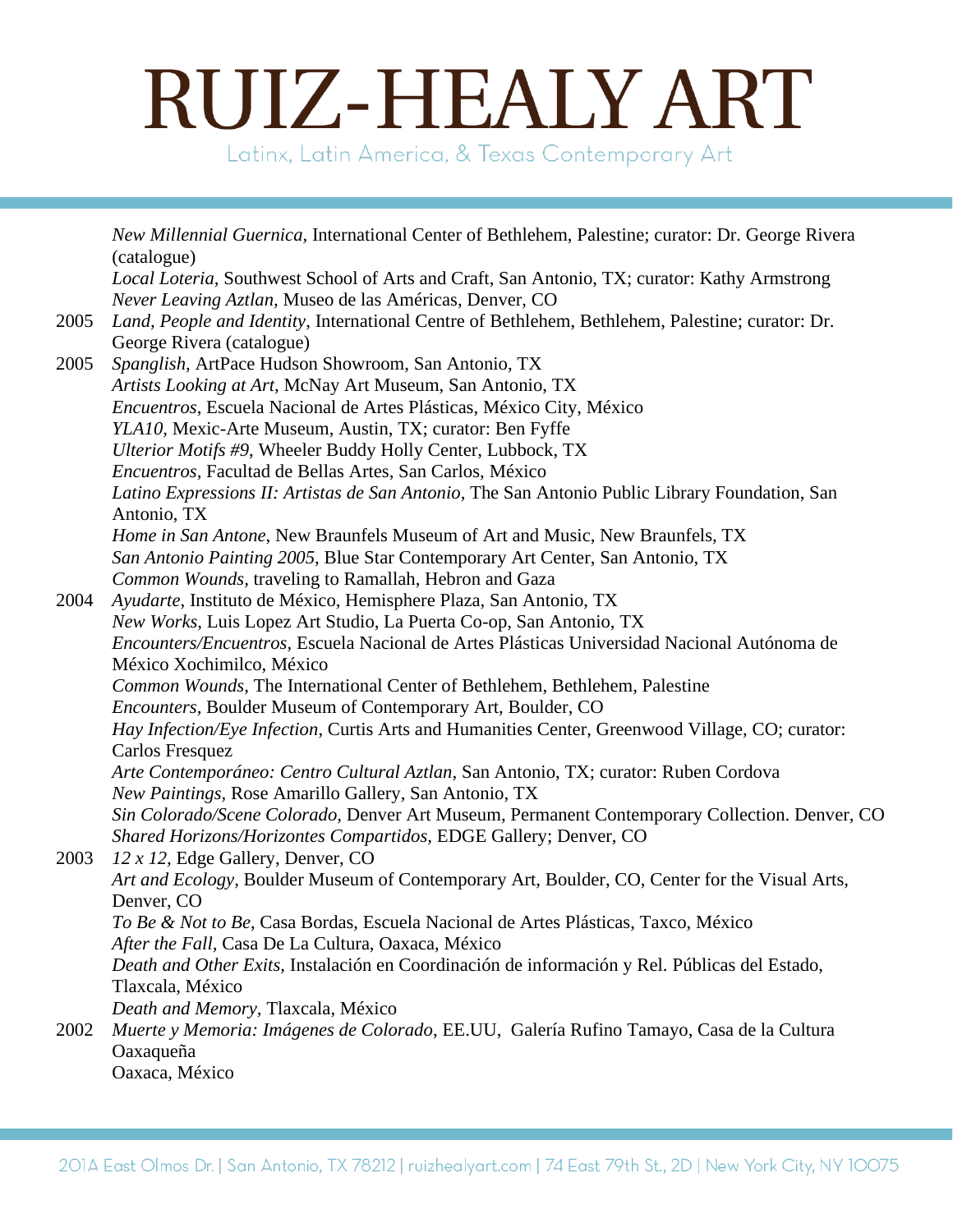*New Millennial Guernica*, International Center of Bethlehem, Palestine; curator: Dr. George Rivera (catalogue)
*Local Loteria*, Southwest School of Arts and Craft, San Antonio, TX; curator: Kathy Armstrong
*Never Leaving Aztlan*, Museo de las Américas, Denver, CO

2005 *Land, People and Identity*, International Centre of Bethlehem, Bethlehem, Palestine; curator: Dr. George Rivera (catalogue)

2005 *Spanglish*, ArtPace Hudson Showroom, San Antonio, TX
*Artists Looking at Art*, McNay Art Museum, San Antonio, TX
*Encuentros*, Escuela Nacional de Artes Plásticas, México City, México
*YLA10*, Mexic-Arte Museum, Austin, TX; curator: Ben Fyffe
*Ulterior Motifs #9*, Wheeler Buddy Holly Center, Lubbock, TX
*Encuentros*, Facultad de Bellas Artes, San Carlos, México
*Latino Expressions II: Artistas de San Antonio*, The San Antonio Public Library Foundation, San Antonio, TX
*Home in San Antone*, New Braunfels Museum of Art and Music, New Braunfels, TX
*San Antonio Painting 2005*, Blue Star Contemporary Art Center, San Antonio, TX
*Common Wounds*, traveling to Ramallah, Hebron and Gaza

2004 *Ayudarte*, Instituto de México, Hemisphere Plaza, San Antonio, TX
*New Works*, Luis Lopez Art Studio, La Puerta Co-op, San Antonio, TX
*Encounters/Encuentros*, Escuela Nacional de Artes Plásticas Universidad Nacional Autónoma de México Xochimilco, México
*Common Wounds*, The International Center of Bethlehem, Bethlehem, Palestine
*Encounters*, Boulder Museum of Contemporary Art, Boulder, CO
*Hay Infection/Eye Infection*, Curtis Arts and Humanities Center, Greenwood Village, CO; curator: Carlos Fresquez
*Arte Contemporáneo: Centro Cultural Aztlan*, San Antonio, TX; curator: Ruben Cordova
*New Paintings*, Rose Amarillo Gallery, San Antonio, TX
*Sin Colorado/Scene Colorado*, Denver Art Museum, Permanent Contemporary Collection. Denver, CO
*Shared Horizons/Horizontes Compartidos*, EDGE Gallery; Denver, CO

2003 *12 x 12*, Edge Gallery, Denver, CO
*Art and Ecology*, Boulder Museum of Contemporary Art, Boulder, CO, Center for the Visual Arts, Denver, CO
*To Be & Not to Be*, Casa Bordas, Escuela Nacional de Artes Plásticas, Taxco, México
*After the Fall*, Casa De La Cultura, Oaxaca, México
*Death and Other Exits*, Instalación en Coordinación de información y Rel. Públicas del Estado, Tlaxcala, México
*Death and Memory*, Tlaxcala, México

2002 *Muerte y Memoria: Imágenes de Colorado*, EE.UU, Galería Rufino Tamayo, Casa de la Cultura Oaxaqueña
Oaxaca, México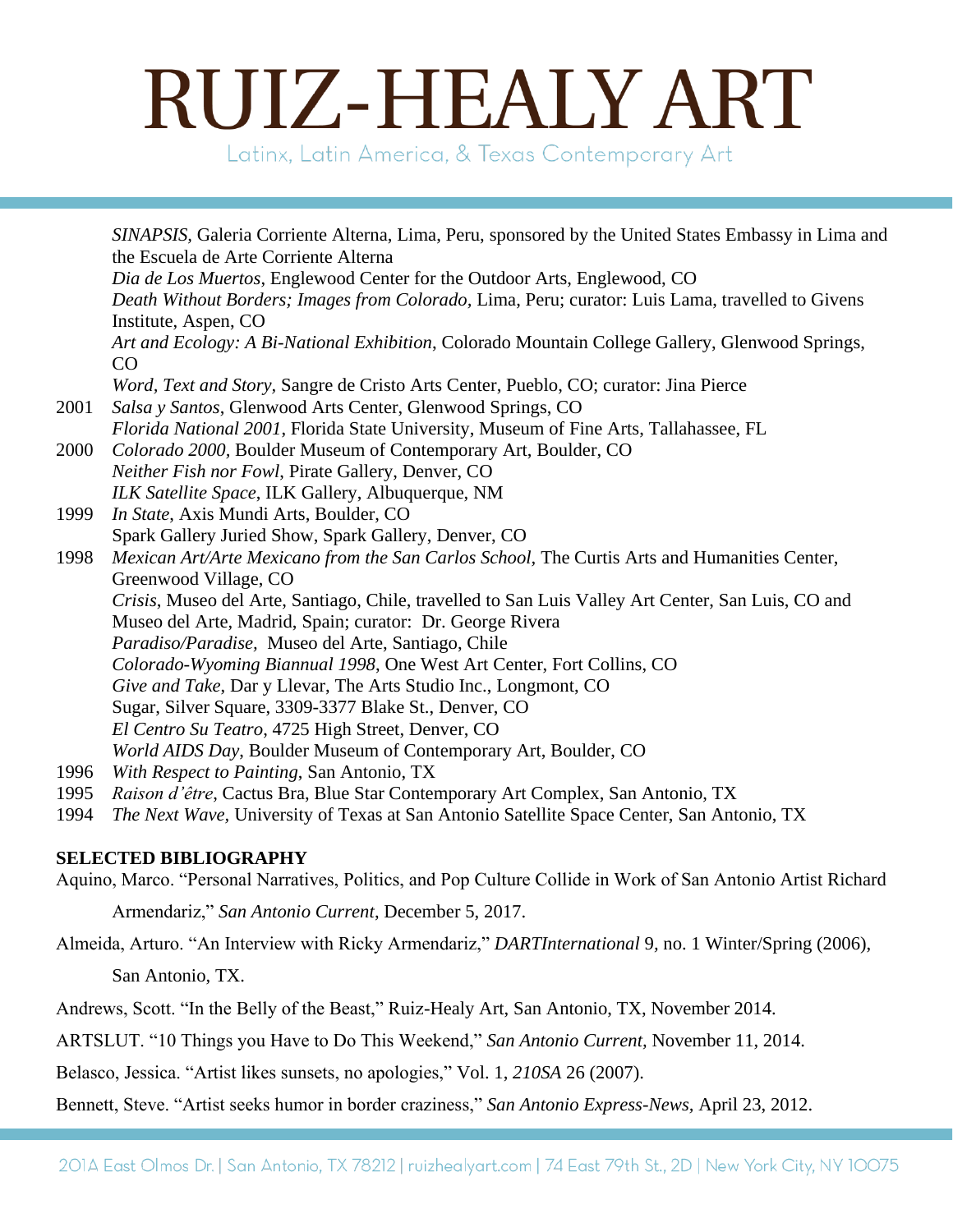*SINAPSIS*, Galeria Corriente Alterna, Lima, Peru, sponsored by the United States Embassy in Lima and the Escuela de Arte Corriente Alterna
*Dia de Los Muertos*, Englewood Center for the Outdoor Arts, Englewood, CO
*Death Without Borders; Images from Colorado*, Lima, Peru; curator: Luis Lama, travelled to Givens Institute, Aspen, CO
*Art and Ecology: A Bi-National Exhibition*, Colorado Mountain College Gallery, Glenwood Springs, CO
*Word, Text and Story*, Sangre de Cristo Arts Center, Pueblo, CO; curator: Jina Pierce

2001 *Salsa y Santos*, Glenwood Arts Center, Glenwood Springs, CO
*Florida National 2001*, Florida State University, Museum of Fine Arts, Tallahassee, FL

2000 *Colorado 2000*, Boulder Museum of Contemporary Art, Boulder, CO
*Neither Fish nor Fowl*, Pirate Gallery, Denver, CO
*ILK Satellite Space*, ILK Gallery, Albuquerque, NM

1999 *In State*, Axis Mundi Arts, Boulder, CO
Spark Gallery Juried Show, Spark Gallery, Denver, CO

1998 *Mexican Art/Arte Mexicano from the San Carlos School*, The Curtis Arts and Humanities Center, Greenwood Village, CO
*Crisis*, Museo del Arte, Santiago, Chile, travelled to San Luis Valley Art Center, San Luis, CO and Museo del Arte, Madrid, Spain; curator: Dr. George Rivera
*Paradiso/Paradise*, Museo del Arte, Santiago, Chile
*Colorado-Wyoming Biannual 1998*, One West Art Center, Fort Collins, CO
*Give and Take*, Dar y Llevar, The Arts Studio Inc., Longmont, CO
Sugar, Silver Square, 3309-3377 Blake St., Denver, CO
*El Centro Su Teatro*, 4725 High Street, Denver, CO
*World AIDS Day*, Boulder Museum of Contemporary Art, Boulder, CO

1996 *With Respect to Painting*, San Antonio, TX

1995 *Raison d'être*, Cactus Bra, Blue Star Contemporary Art Complex, San Antonio, TX

1994 *The Next Wave*, University of Texas at San Antonio Satellite Space Center, San Antonio, TX

**SELECTED BIBLIOGRAPHY**

Aquino, Marco. "Personal Narratives, Politics, and Pop Culture Collide in Work of San Antonio Artist Richard Armendariz," *San Antonio Current*, December 5, 2017.

Almeida, Arturo. "An Interview with Ricky Armendariz," *DARTInternational* 9, no. 1 Winter/Spring (2006), San Antonio, TX.

Andrews, Scott. "In the Belly of the Beast," Ruiz-Healy Art, San Antonio, TX, November 2014.

ARTSLUT. "10 Things you Have to Do This Weekend," *San Antonio Current*, November 11, 2014.

Belasco, Jessica. "Artist likes sunsets, no apologies," Vol. 1, *210SA* 26 (2007).

Bennett, Steve. "Artist seeks humor in border craziness," *San Antonio Express-News*, April 23, 2012.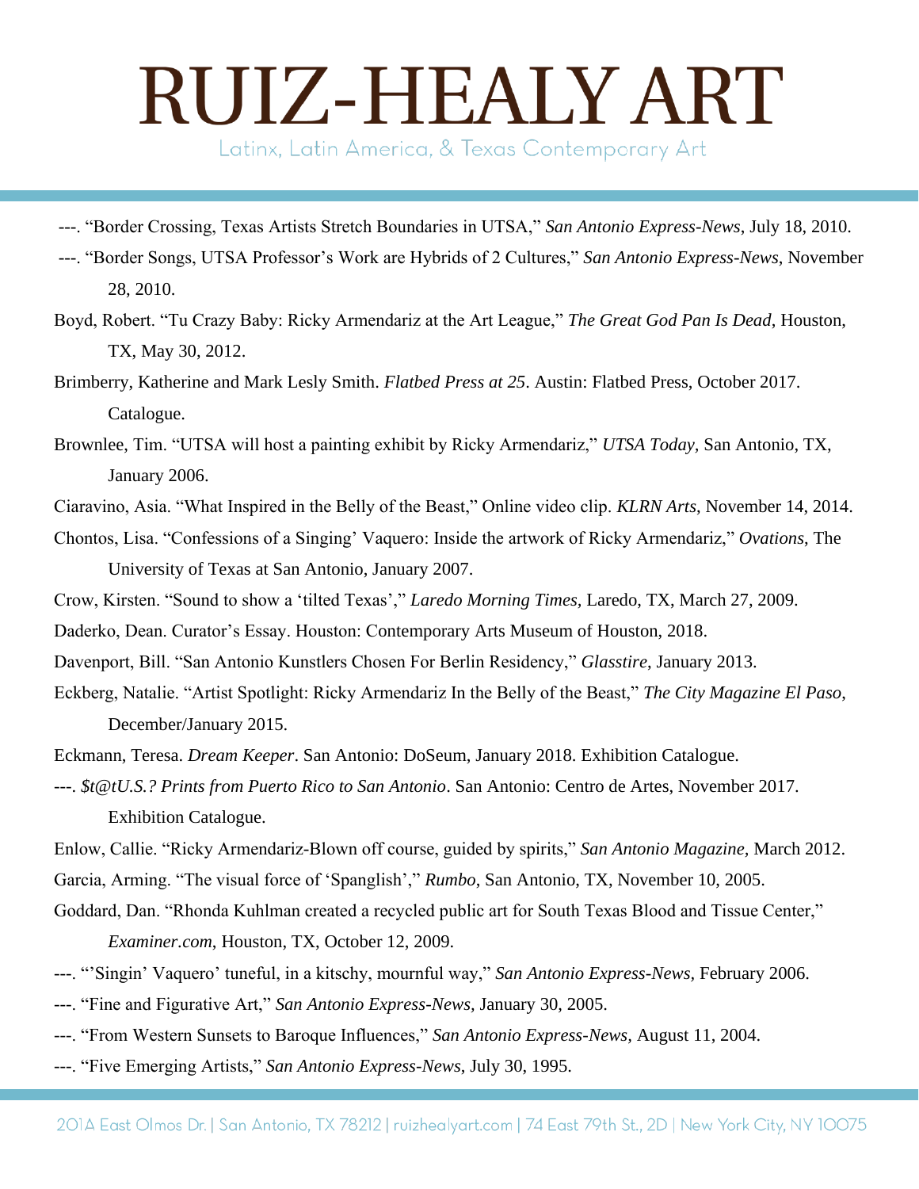---. "Border Crossing, Texas Artists Stretch Boundaries in UTSA," *San Antonio Express-News*, July 18, 2010.

---. "Border Songs, UTSA Professor's Work are Hybrids of 2 Cultures," *San Antonio Express-News*, November 28, 2010.

Boyd, Robert. "Tu Crazy Baby: Ricky Armendariz at the Art League," *The Great God Pan Is Dead*, Houston, TX, May 30, 2012.

Brimberry, Katherine and Mark Lesly Smith. *Flatbed Press at 25*. Austin: Flatbed Press, October 2017. Catalogue.

Brownlee, Tim. "UTSA will host a painting exhibit by Ricky Armendariz," *UTSA Today,* San Antonio, TX, January 2006.

Ciaravino, Asia. "What Inspired in the Belly of the Beast," Online video clip. *KLRN Arts*, November 14, 2014.

Chontos, Lisa. "Confessions of a Singing' Vaquero: Inside the artwork of Ricky Armendariz," *Ovations*, The University of Texas at San Antonio, January 2007.

Crow, Kirsten. "Sound to show a 'tilted Texas'," *Laredo Morning Times*, Laredo, TX, March 27, 2009.

Daderko, Dean. Curator's Essay. Houston: Contemporary Arts Museum of Houston, 2018.

Davenport, Bill. "San Antonio Kunstlers Chosen For Berlin Residency," *Glasstire*, January 2013.

Eckberg, Natalie. "Artist Spotlight: Ricky Armendariz In the Belly of the Beast," *The City Magazine El Paso*, December/January 2015.

Eckmann, Teresa. *Dream Keeper*. San Antonio: DoSeum, January 2018. Exhibition Catalogue.

---. *$t@tU.S.? Prints from Puerto Rico to San Antonio*. San Antonio: Centro de Artes, November 2017. Exhibition Catalogue.

Enlow, Callie. "Ricky Armendariz-Blown off course, guided by spirits," *San Antonio Magazine*, March 2012.

Garcia, Arming. "The visual force of 'Spanglish'," *Rumbo*, San Antonio, TX, November 10, 2005.

Goddard, Dan. "Rhonda Kuhlman created a recycled public art for South Texas Blood and Tissue Center," *Examiner.com*, Houston, TX, October 12, 2009.

---. "'Singin' Vaquero' tuneful, in a kitschy, mournful way," *San Antonio Express-News*, February 2006.

---. "Fine and Figurative Art," *San Antonio Express-News*, January 30, 2005.

---. "From Western Sunsets to Baroque Influences," *San Antonio Express-News*, August 11, 2004.

---. "Five Emerging Artists," *San Antonio Express-News*, July 30, 1995.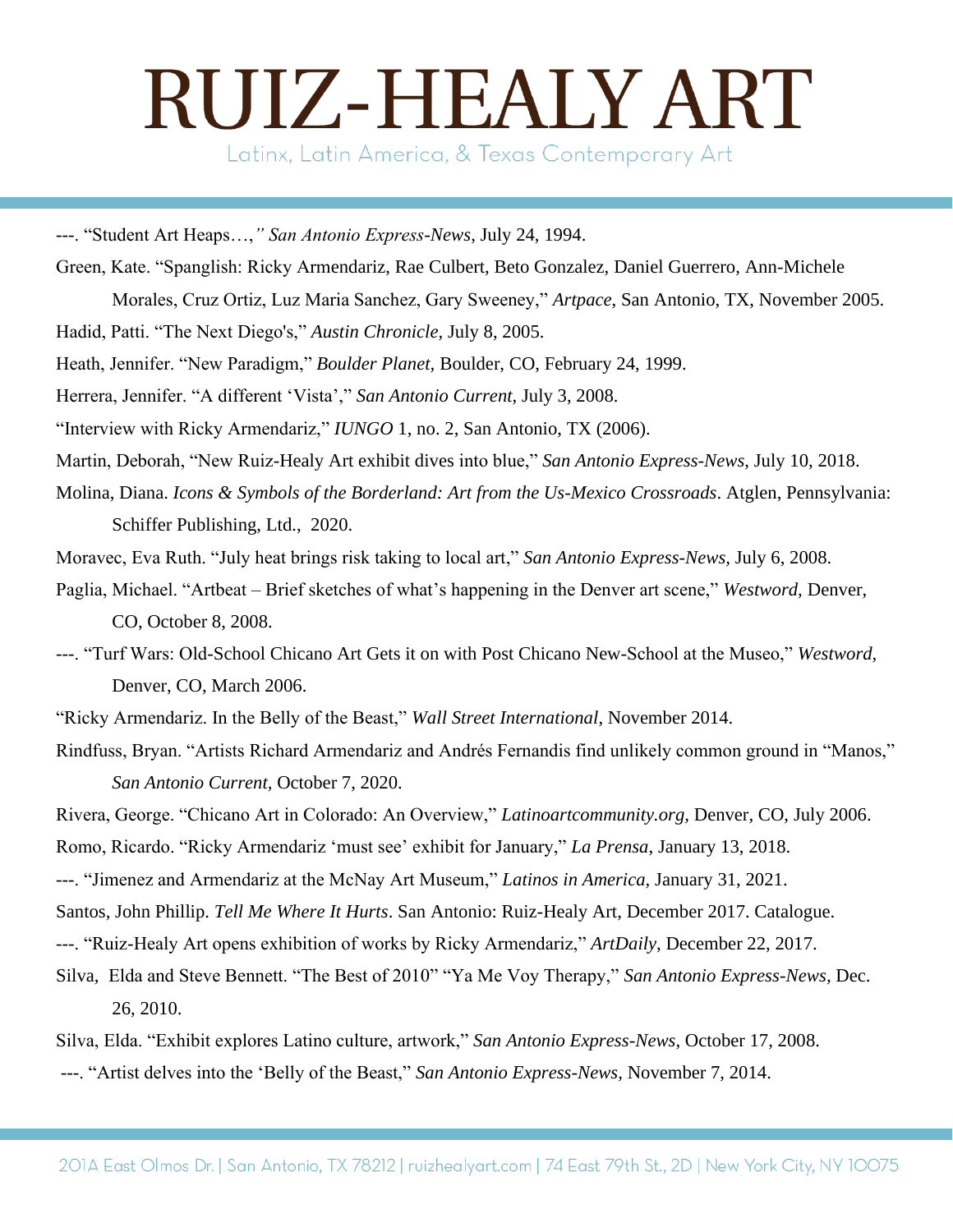---. "Student Art Heaps…," *San Antonio Express-News*, July 24, 1994.

Green, Kate. "Spanglish: Ricky Armendariz, Rae Culbert, Beto Gonzalez, Daniel Guerrero, Ann-Michele Morales, Cruz Ortiz, Luz Maria Sanchez, Gary Sweeney," *Artpace*, San Antonio, TX, November 2005.

Hadid, Patti. "The Next Diego's," *Austin Chronicle,* July 8, 2005.

Heath, Jennifer. "New Paradigm," *Boulder Planet,* Boulder, CO, February 24, 1999.

Herrera, Jennifer. "A different 'Vista'," *San Antonio Current*, July 3, 2008.

"Interview with Ricky Armendariz," *IUNGO* 1, no. 2, San Antonio, TX (2006).

Martin, Deborah, "New Ruiz-Healy Art exhibit dives into blue," *San Antonio Express-News*, July 10, 2018.

Molina, Diana. *Icons & Symbols of the Borderland: Art from the Us-Mexico Crossroads*. Atglen, Pennsylvania: Schiffer Publishing, Ltd., 2020.

Moravec, Eva Ruth. "July heat brings risk taking to local art," *San Antonio Express-News,* July 6, 2008.

Paglia, Michael. "Artbeat – Brief sketches of what's happening in the Denver art scene," *Westword,* Denver, CO, October 8, 2008.

---. "Turf Wars: Old-School Chicano Art Gets it on with Post Chicano New-School at the Museo," *Westword,* Denver, CO, March 2006.

"Ricky Armendariz. In the Belly of the Beast," *Wall Street International*, November 2014.

Rindfuss, Bryan. "Artists Richard Armendariz and Andrés Fernandis find unlikely common ground in "Manos," *San Antonio Current,* October 7, 2020.

Rivera, George. "Chicano Art in Colorado: An Overview," *Latinoartcommunity.org,* Denver, CO, July 2006.

Romo, Ricardo. "Ricky Armendariz 'must see' exhibit for January," *La Prensa*, January 13, 2018.

---. "Jimenez and Armendariz at the McNay Art Museum," *Latinos in America,* January 31, 2021.

Santos, John Phillip. *Tell Me Where It Hurts*. San Antonio: Ruiz-Healy Art, December 2017. Catalogue.

---. "Ruiz-Healy Art opens exhibition of works by Ricky Armendariz," *ArtDaily*, December 22, 2017.

Silva, Elda and Steve Bennett. "The Best of 2010" "Ya Me Voy Therapy," *San Antonio Express-News,* Dec. 26, 2010.

Silva, Elda. "Exhibit explores Latino culture, artwork," *San Antonio Express-News*, October 17, 2008.

---. "Artist delves into the 'Belly of the Beast," *San Antonio Express-News,* November 7, 2014.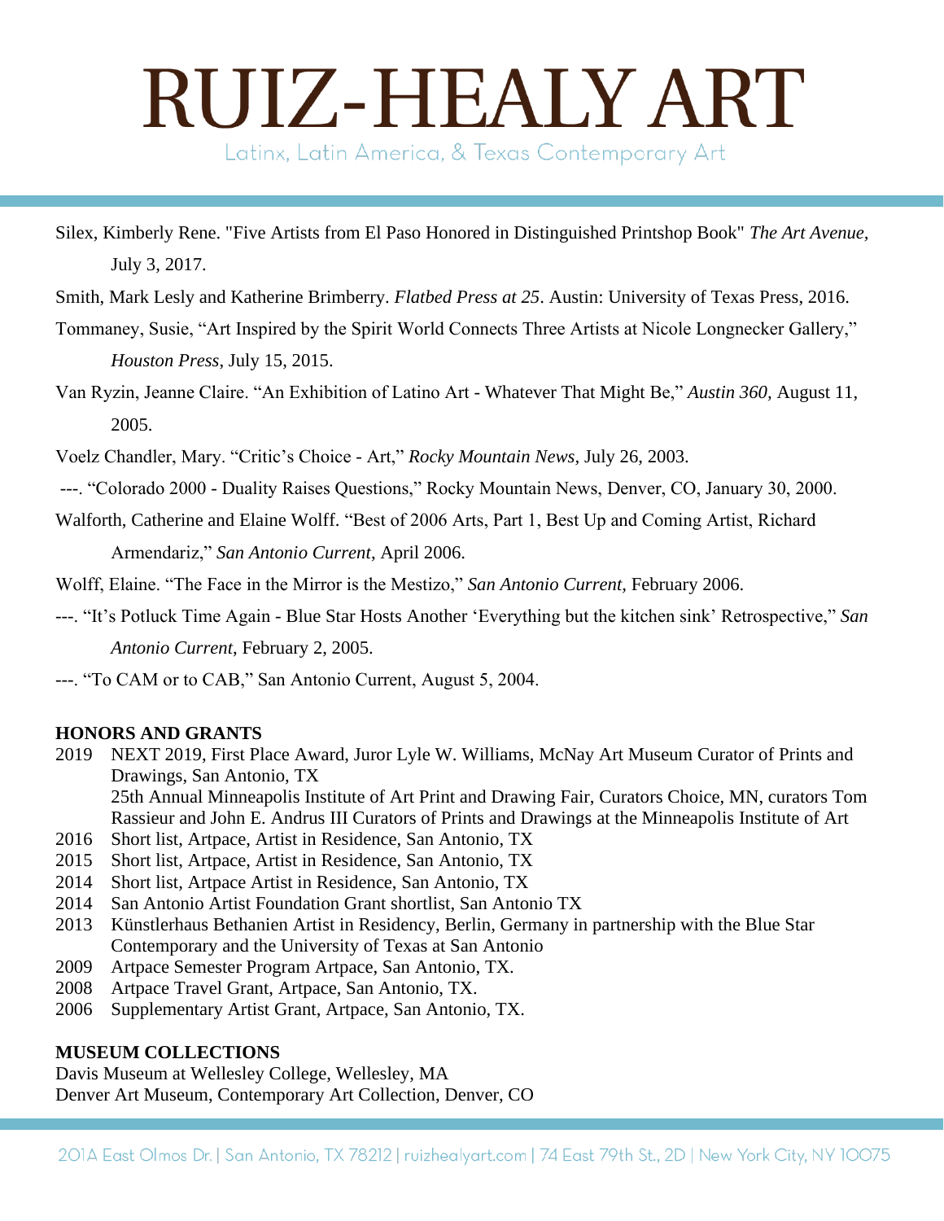Silex, Kimberly Rene. "Five Artists from El Paso Honored in Distinguished Printshop Book" *The Art Avenue*, July 3, 2017.

Smith, Mark Lesly and Katherine Brimberry. *Flatbed Press at 25*. Austin: University of Texas Press, 2016.

Tommaney, Susie, "Art Inspired by the Spirit World Connects Three Artists at Nicole Longnecker Gallery," *Houston Press*, July 15, 2015.

Van Ryzin, Jeanne Claire. "An Exhibition of Latino Art - Whatever That Might Be," *Austin 360*, August 11, 2005.

Voelz Chandler, Mary. "Critic's Choice - Art," *Rocky Mountain News*, July 26, 2003.

---. "Colorado 2000 - Duality Raises Questions," Rocky Mountain News, Denver, CO, January 30, 2000.

Walforth, Catherine and Elaine Wolff. "Best of 2006 Arts, Part 1, Best Up and Coming Artist, Richard Armendariz," *San Antonio Current*, April 2006.

Wolff, Elaine. "The Face in the Mirror is the Mestizo," *San Antonio Current*, February 2006.

---. "It's Potluck Time Again - Blue Star Hosts Another 'Everything but the kitchen sink' Retrospective," *San Antonio Current*, February 2, 2005.

---. "To CAM or to CAB," San Antonio Current, August 5, 2004.

**HONORS AND GRANTS**

2019 NEXT 2019, First Place Award, Juror Lyle W. Williams, McNay Art Museum Curator of Prints and Drawings, San Antonio, TX
25th Annual Minneapolis Institute of Art Print and Drawing Fair, Curators Choice, MN, curators Tom Rassieur and John E. Andrus III Curators of Prints and Drawings at the Minneapolis Institute of Art

2016 Short list, Artpace, Artist in Residence, San Antonio, TX

2015 Short list, Artpace, Artist in Residence, San Antonio, TX

2014 Short list, Artpace Artist in Residence, San Antonio, TX

2014 San Antonio Artist Foundation Grant shortlist, San Antonio TX

2013 Künstlerhaus Bethanien Artist in Residency, Berlin, Germany in partnership with the Blue Star Contemporary and the University of Texas at San Antonio

2009 Artpace Semester Program Artpace, San Antonio, TX.

2008 Artpace Travel Grant, Artpace, San Antonio, TX.

2006 Supplementary Artist Grant, Artpace, San Antonio, TX.

**MUSEUM COLLECTIONS**

Davis Museum at Wellesley College, Wellesley, MA

Denver Art Museum, Contemporary Art Collection, Denver, CO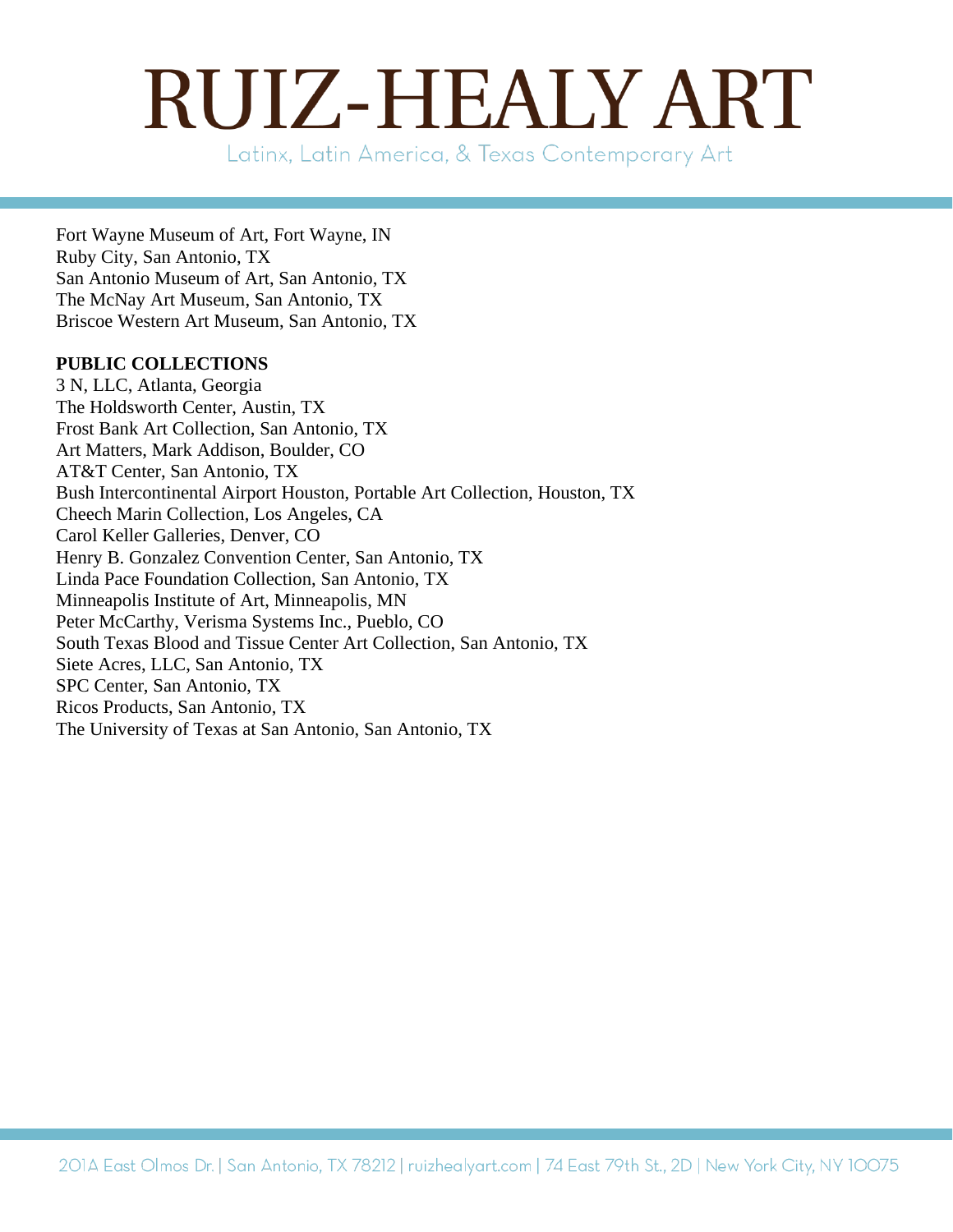Fort Wayne Museum of Art, Fort Wayne, IN
Ruby City, San Antonio, TX
San Antonio Museum of Art, San Antonio, TX
The McNay Art Museum, San Antonio, TX
Briscoe Western Art Museum, San Antonio, TX

**PUBLIC COLLECTIONS**

3 N, LLC, Atlanta, Georgia
The Holdsworth Center, Austin, TX
Frost Bank Art Collection, San Antonio, TX
Art Matters, Mark Addison, Boulder, CO
AT&T Center, San Antonio, TX
Bush Intercontinental Airport Houston, Portable Art Collection, Houston, TX
Cheech Marin Collection, Los Angeles, CA
Carol Keller Galleries, Denver, CO
Henry B. Gonzalez Convention Center, San Antonio, TX
Linda Pace Foundation Collection, San Antonio, TX
Minneapolis Institute of Art, Minneapolis, MN
Peter McCarthy, Verisma Systems Inc., Pueblo, CO
South Texas Blood and Tissue Center Art Collection, San Antonio, TX
Siete Acres, LLC, San Antonio, TX
SPC Center, San Antonio, TX
Ricos Products, San Antonio, TX
The University of Texas at San Antonio, San Antonio, TX